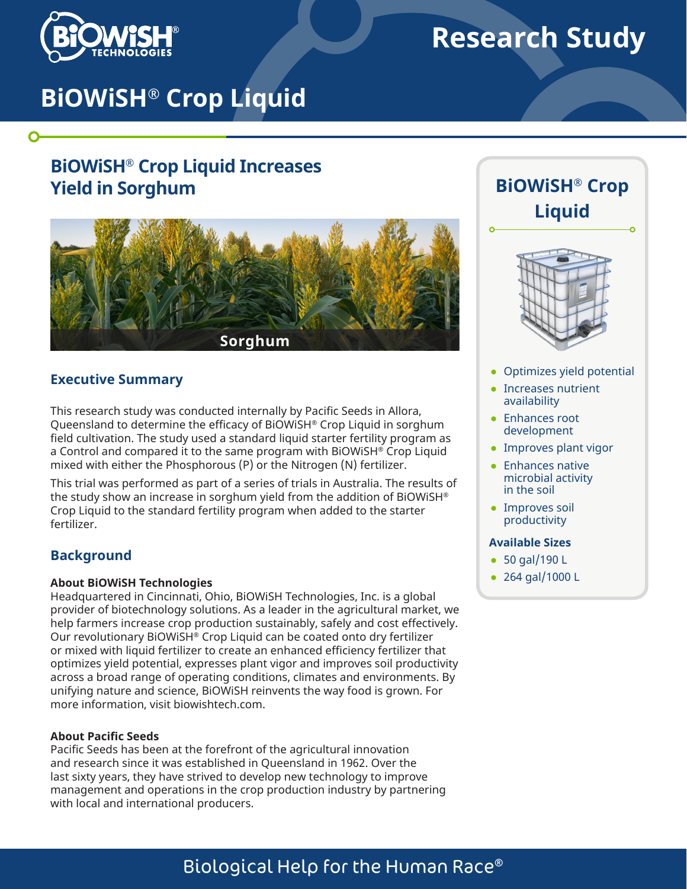# Research Study

# BiOWiSH® Crop Liquid

## BiOWiSH® Crop Liquid Increases Yield in Sorghum

Sorghum

### Executive Summary

This research study was conducted internally by Pacific Seeds in Allora, Queensland to determine the efficacy of BiOWiSH® Crop Liquid in sorghum field cultivation. The study used a standard liquid starter fertility program as a Control and compared it to the same program with BiOWiSH® Crop Liquid mixed with either the Phosphorous (P) or the Nitrogen (N) fertilizer.

This trial was performed as part of a series of trials in Australia. The results of the study show an increase in sorghum yield from the addition of BiOWiSH® Crop Liquid to the standard fertility program when added to the starter fertilizer.

### Background

**About BiOWiSH Technologies**
Headquartered in Cincinnati, Ohio, BiOWiSH Technologies, Inc. is a global provider of biotechnology solutions. As a leader in the agricultural market, we help farmers increase crop production sustainably, safely and cost effectively. Our revolutionary BiOWiSH® Crop Liquid can be coated onto dry fertilizer or mixed with liquid fertilizer to create an enhanced efficiency fertilizer that optimizes yield potential, expresses plant vigor and improves soil productivity across a broad range of operating conditions, climates and environments. By unifying nature and science, BiOWiSH reinvents the way food is grown. For more information, visit biowishtech.com.

**About Pacific Seeds**
Pacific Seeds has been at the forefront of the agricultural innovation and research since it was established in Queensland in 1962. Over the last sixty years, they have strived to develop new technology to improve management and operations in the crop production industry by partnering with local and international producers.

### BiOWiSH® Crop Liquid

- Optimizes yield potential
- Increases nutrient availability
- Enhances root development
- Improves plant vigor
- Enhances native microbial activity in the soil
- Improves soil productivity

**Available Sizes**

- 50 gal/190 L
- 264 gal/1000 L

Biological Help for the Human Race®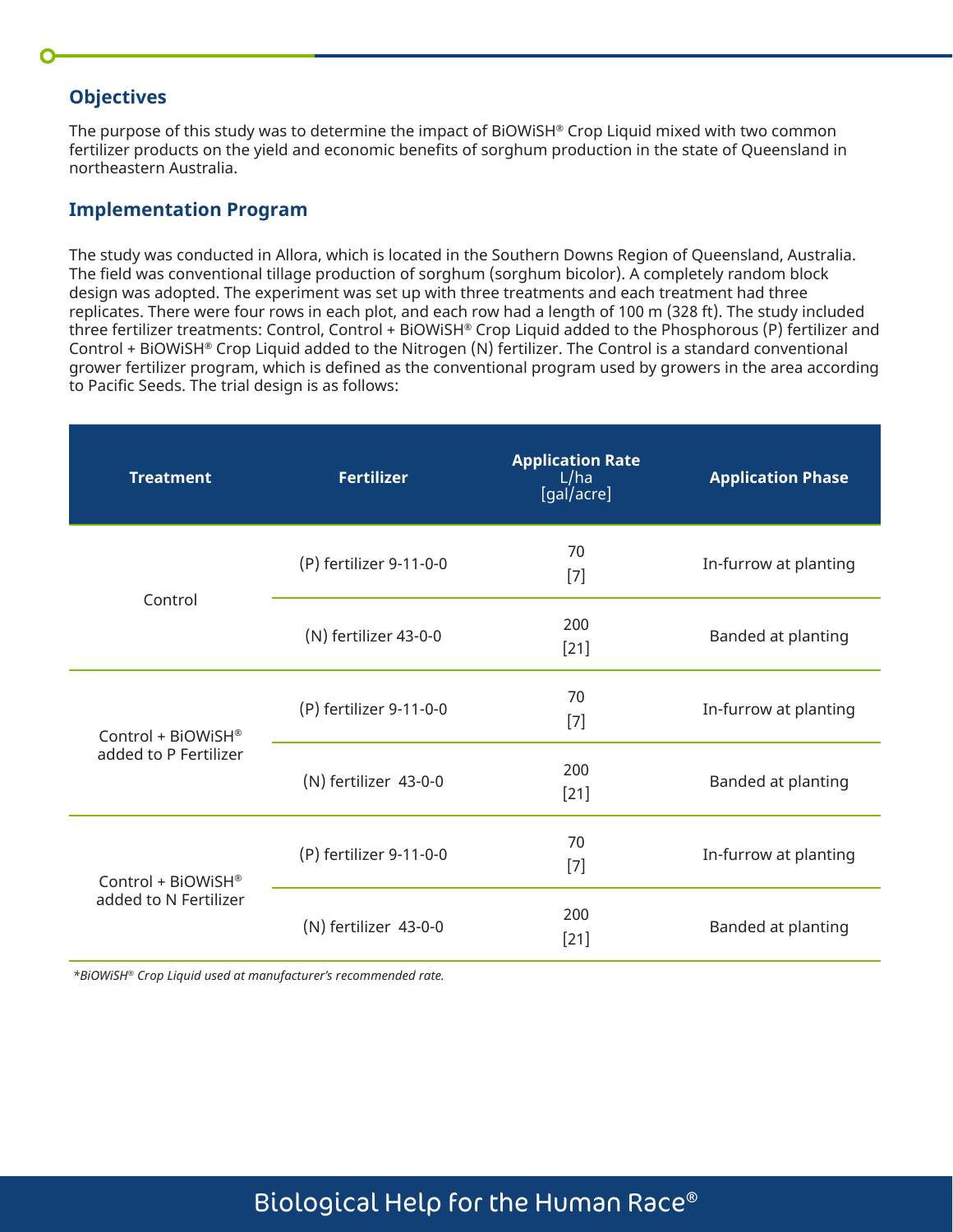## Objectives

The purpose of this study was to determine the impact of BiOWiSH® Crop Liquid mixed with two common fertilizer products on the yield and economic benefits of sorghum production in the state of Queensland in northeastern Australia.

## Implementation Program

The study was conducted in Allora, which is located in the Southern Downs Region of Queensland, Australia. The field was conventional tillage production of sorghum (sorghum bicolor). A completely random block design was adopted. The experiment was set up with three treatments and each treatment had three replicates. There were four rows in each plot, and each row had a length of 100 m (328 ft). The study included three fertilizer treatments: Control, Control + BiOWiSH® Crop Liquid added to the Phosphorous (P) fertilizer and Control + BiOWiSH® Crop Liquid added to the Nitrogen (N) fertilizer. The Control is a standard conventional grower fertilizer program, which is defined as the conventional program used by growers in the area according to Pacific Seeds. The trial design is as follows:

| Treatment | Fertilizer | Application Rate L/ha [gal/acre] | Application Phase |
|---|---|---|---|
| Control | (P) fertilizer 9-11-0-0 | 70 [7] | In-furrow at planting |
| | (N) fertilizer 43-0-0 | 200 [21] | Banded at planting |
| Control + BiOWiSH® added to P Fertilizer | (P) fertilizer 9-11-0-0 | 70 [7] | In-furrow at planting |
| | (N) fertilizer 43-0-0 | 200 [21] | Banded at planting |
| Control + BiOWiSH® added to N Fertilizer | (P) fertilizer 9-11-0-0 | 70 [7] | In-furrow at planting |
| | (N) fertilizer 43-0-0 | 200 [21] | Banded at planting |

*\*BiOWiSH® Crop Liquid used at manufacturer's recommended rate.*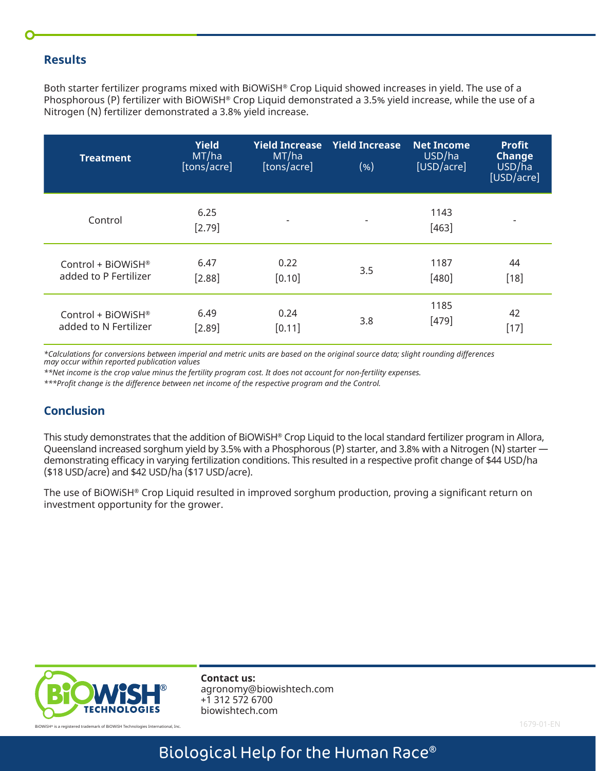## Results

Both starter fertilizer programs mixed with BiOWiSH® Crop Liquid showed increases in yield. The use of a Phosphorous (P) fertilizer with BiOWiSH® Crop Liquid demonstrated a 3.5% yield increase, while the use of a Nitrogen (N) fertilizer demonstrated a 3.8% yield increase.

| Treatment | Yield MT/ha [tons/acre] | Yield Increase MT/ha [tons/acre] | Yield Increase (%) | Net Income USD/ha [USD/acre] | Profit Change USD/ha [USD/acre] |
|---|---|---|---|---|---|
| Control | 6.25 [2.79] | - | - | 1143 [463] | - |
| Control + BiOWiSH® added to P Fertilizer | 6.47 [2.88] | 0.22 [0.10] | 3.5 | 1187 [480] | 44 [18] |
| Control + BiOWiSH® added to N Fertilizer | 6.49 [2.89] | 0.24 [0.11] | 3.8 | 1185 [479] | 42 [17] |

*\*Calculations for conversions between imperial and metric units are based on the original source data; slight rounding differences may occur within reported publication values*

*\*\*Net income is the crop value minus the fertility program cost. It does not account for non-fertility expenses.*

*\*\*\*Profit change is the difference between net income of the respective program and the Control.*

## Conclusion

This study demonstrates that the addition of BiOWiSH® Crop Liquid to the local standard fertilizer program in Allora, Queensland increased sorghum yield by 3.5% with a Phosphorous (P) starter, and 3.8% with a Nitrogen (N) starter — demonstrating efficacy in varying fertilization conditions. This resulted in a respective profit change of $44 USD/ha ($18 USD/acre) and $42 USD/ha ($17 USD/acre).

The use of BiOWiSH® Crop Liquid resulted in improved sorghum production, proving a significant return on investment opportunity for the grower.

BiOWiSH® TECHNOLOGIES

BiOWiSH® is a registered trademark of BiOWiSH Technologies International, Inc.

**Contact us:**
agronomy@biowishtech.com
+1 312 572 6700
biowishtech.com

1679-01-EN

Biological Help for the Human Race®